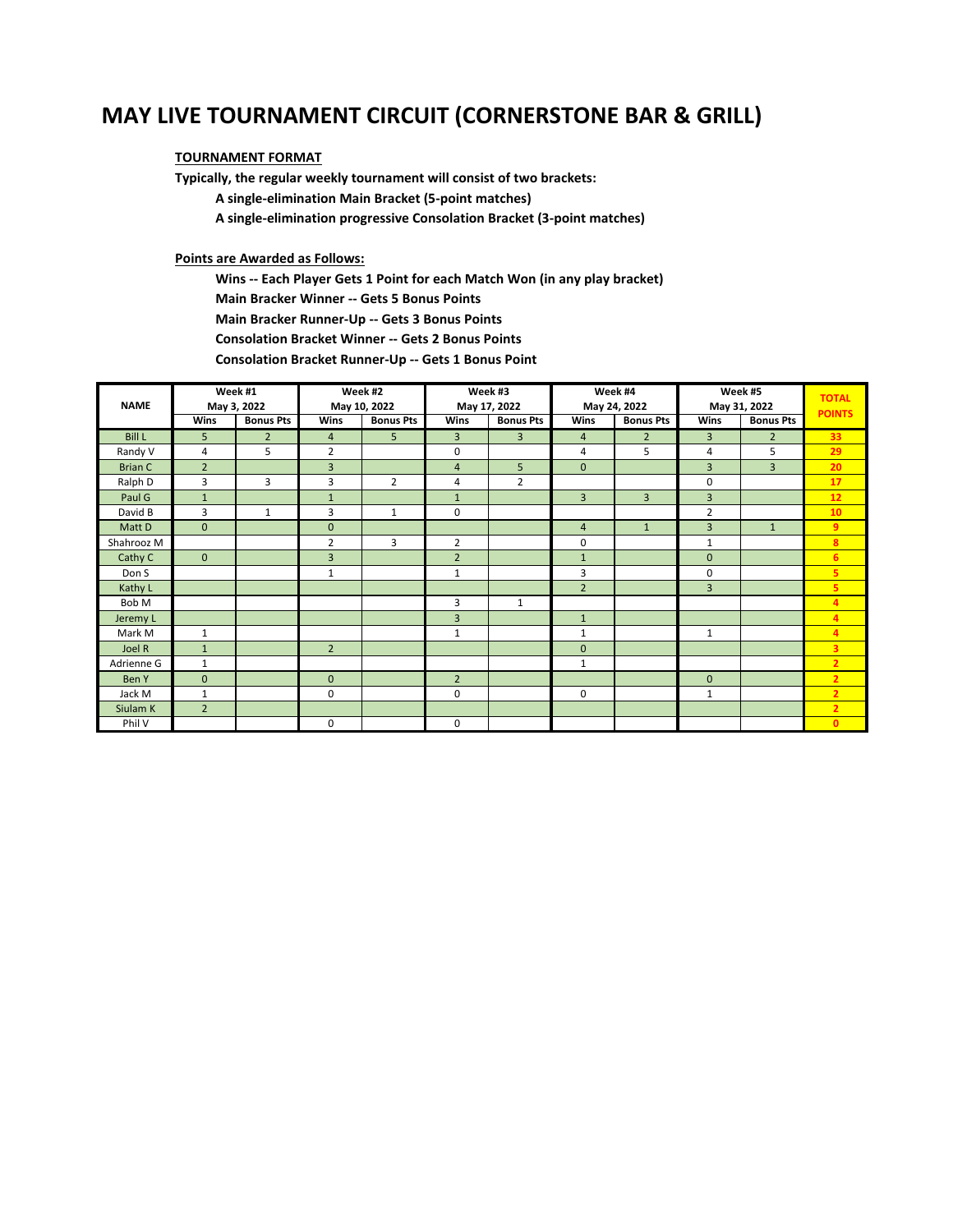# MAY LIVE TOURNAMENT CIRCUIT (CORNERSTONE BAR & GRILL)

**TOURNAMENT FORMAT**

**Typically, the regular weekly tournament will consist of two brackets:**

**A single-elimination Main Bracket (5-point matches)**

**A single-elimination progressive Consolation Bracket (3-point matches)**

**Points are Awarded as Follows:**

**Wins -- Each Player Gets 1 Point for each Match Won (in any play bracket)**

**Main Bracker Winner -- Gets 5 Bonus Points**

**Main Bracker Runner-Up -- Gets 3 Bonus Points**

**Consolation Bracket Winner -- Gets 2 Bonus Points**

**Consolation Bracket Runner-Up -- Gets 1 Bonus Point**

| NAME | Week #1 May 3, 2022 | | Week #2 May 10, 2022 | | Week #3 May 17, 2022 | | Week #4 May 24, 2022 | | Week #5 May 31, 2022 | | TOTAL POINTS |
|---|---|---|---|---|---|---|---|---|---|---|---|
| | Wins | Bonus Pts | Wins | Bonus Pts | Wins | Bonus Pts | Wins | Bonus Pts | Wins | Bonus Pts | |
| Bill L | 5 | 2 | 4 | 5 | 3 | 3 | 4 | 2 | 3 | 2 | 33 |
| Randy V | 4 | 5 | 2 | | 0 | | 4 | 5 | 4 | 5 | 29 |
| Brian C | 2 | | 3 | | 4 | 5 | 0 | | 3 | 3 | 20 |
| Ralph D | 3 | 3 | 3 | 2 | 4 | 2 | | | 0 | | 17 |
| Paul G | 1 | | 1 | | 1 | | 3 | 3 | 3 | | 12 |
| David B | 3 | 1 | 3 | 1 | 0 | | | | 2 | | 10 |
| Matt D | 0 | | 0 | | | | 4 | 1 | 3 | 1 | 9 |
| Shahrooz M | | | 2 | 3 | 2 | | 0 | | 1 | | 8 |
| Cathy C | 0 | | 3 | | 2 | | 1 | | 0 | | 6 |
| Don S | | | 1 | | 1 | | 3 | | 0 | | 5 |
| Kathy L | | | | | | | 2 | | 3 | | 5 |
| Bob M | | | | | 3 | 1 | | | | | 4 |
| Jeremy L | | | | | 3 | | 1 | | | | 4 |
| Mark M | 1 | | | | 1 | | 1 | | 1 | | 4 |
| Joel R | 1 | | 2 | | | | 0 | | | | 3 |
| Adrienne G | 1 | | | | | | 1 | | | | 2 |
| Ben Y | 0 | | 0 | | 2 | | | | 0 | | 2 |
| Jack M | 1 | | 0 | | 0 | | 0 | | 1 | | 2 |
| Siulam K | 2 | | | | | | | | | | 2 |
| Phil V | | | 0 | | 0 | | | | | | 0 |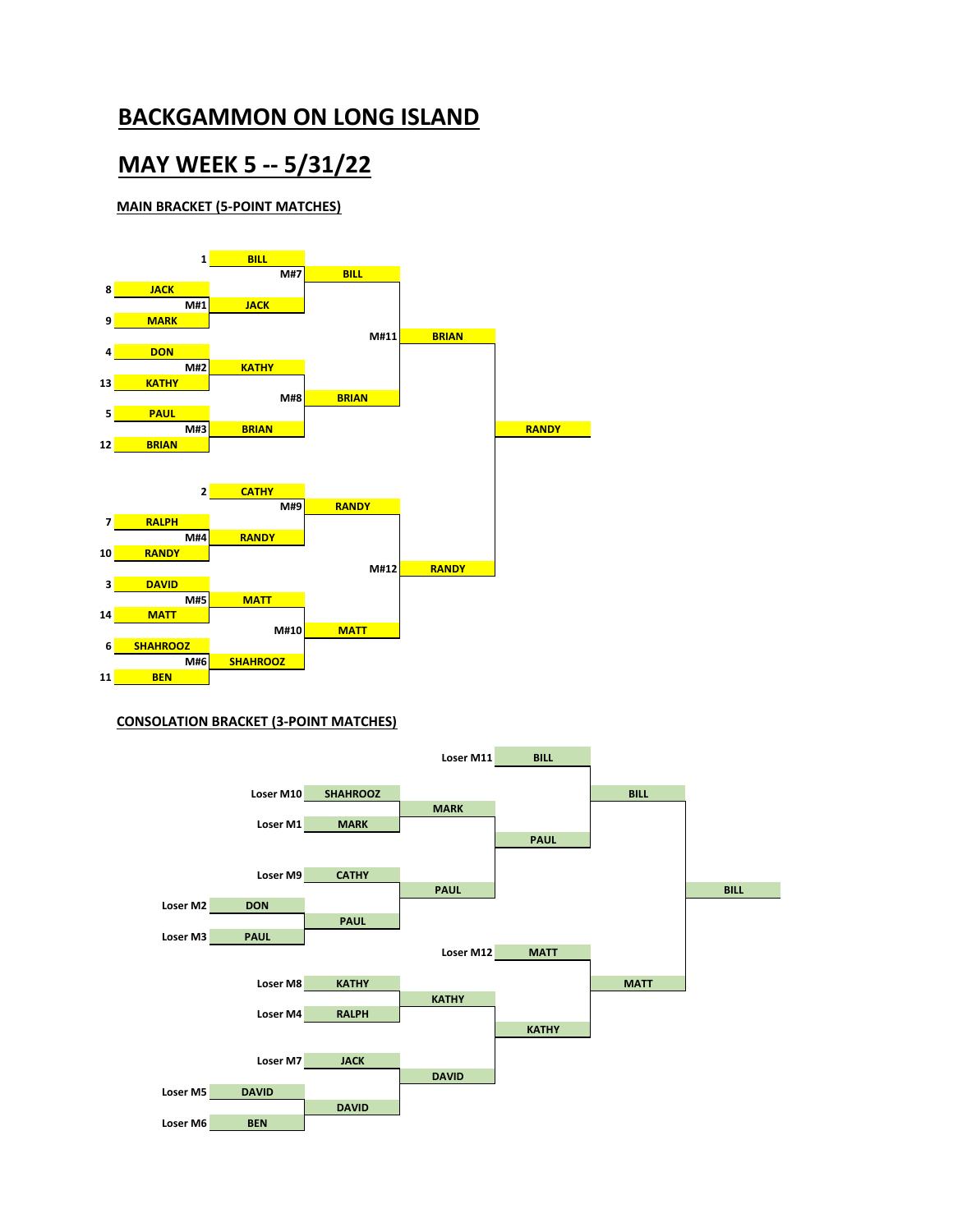# BACKGAMMON ON LONG ISLAND

# MAY WEEK 5 -- 5/31/22

### MAIN BRACKET (5-POINT MATCHES)

| Seed | Player | Match | Winner |
|---|---|---|---|
| 8 | JACK | M#1 | JACK |
| 9 | MARK | | |
| 4 | DON | M#2 | KATHY |
| 13 | KATHY | | |
| 5 | PAUL | M#3 | BRIAN |
| 12 | BRIAN | | |
| 7 | RALPH | M#4 | RANDY |
| 10 | RANDY | | |
| 3 | DAVID | M#5 | MATT |
| 14 | MATT | | |
| 6 | SHAHROOZ | M#6 | SHAHROOZ |
| 11 | BEN | | |

| Match | Players | Winner |
|---|---|---|
| M#7 | BILL (1) vs JACK | BILL |
| M#8 | KATHY vs BRIAN | BRIAN |
| M#9 | CATHY (2) vs RANDY | RANDY |
| M#10 | MATT vs SHAHROOZ | MATT |
| M#11 | BILL vs BRIAN | BRIAN |
| M#12 | RANDY vs MATT | RANDY |
| Final | BRIAN vs RANDY | RANDY |

### CONSOLATION BRACKET (3-POINT MATCHES)

| Players | Winner |
|---|---|
| Loser M2: DON vs Loser M3: PAUL | PAUL |
| Loser M5: DAVID vs Loser M6: BEN | DAVID |
| Loser M10: SHAHROOZ vs Loser M1: MARK | MARK |
| Loser M9: CATHY vs PAUL | PAUL |
| Loser M8: KATHY vs Loser M4: RALPH | KATHY |
| Loser M7: JACK vs DAVID | DAVID |
| MARK vs PAUL | PAUL |
| KATHY vs DAVID | KATHY |
| Loser M11: BILL vs PAUL | BILL |
| Loser M12: MATT vs KATHY | MATT |
| BILL vs MATT | BILL |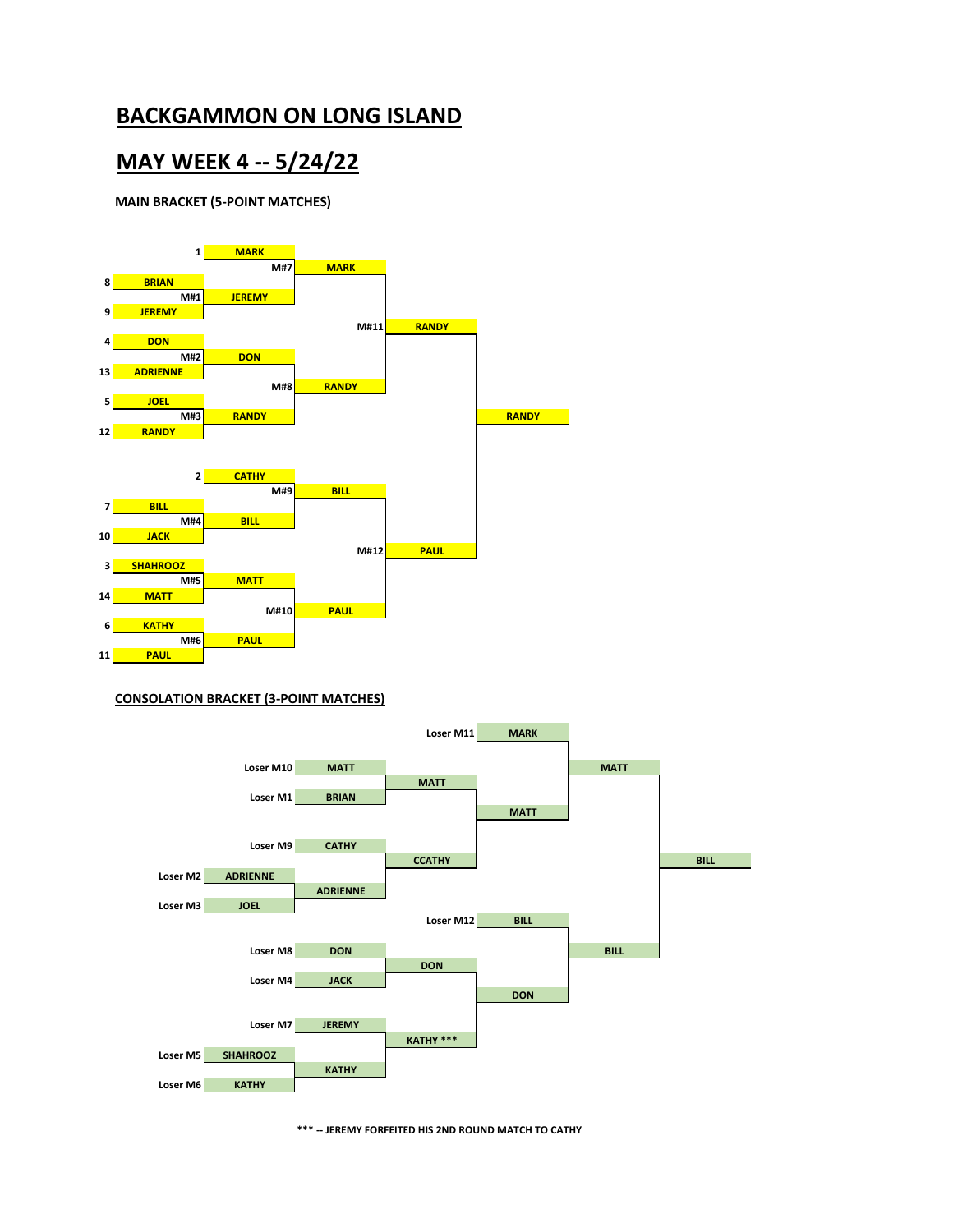# BACKGAMMON ON LONG ISLAND

# MAY WEEK 4 -- 5/24/22

### MAIN BRACKET (5-POINT MATCHES)

| Seed | Player | Match | Winner |
|---|---|---|---|
| 8 | BRIAN | M#1 | JEREMY |
| 9 | JEREMY | | |
| 4 | DON | M#2 | DON |
| 13 | ADRIENNE | | |
| 5 | JOEL | M#3 | RANDY |
| 12 | RANDY | | |
| 7 | BILL | M#4 | BILL |
| 10 | JACK | | |
| 3 | SHAHROOZ | M#5 | MATT |
| 14 | MATT | | |
| 6 | KATHY | M#6 | PAUL |
| 11 | PAUL | | |

| Match | Players | Winner |
|---|---|---|
| M#7 | 1 MARK vs. JEREMY | MARK |
| M#8 | DON vs. RANDY | RANDY |
| M#9 | 2 CATHY vs. BILL | BILL |
| M#10 | MATT vs. PAUL | PAUL |
| M#11 | MARK vs. RANDY | RANDY |
| M#12 | BILL vs. PAUL | PAUL |
| Final | RANDY vs. PAUL | RANDY |

### CONSOLATION BRACKET (3-POINT MATCHES)

| Round | Players | Winner |
|---|---|---|
| 1 | Loser M2: ADRIENNE vs. Loser M3: JOEL | ADRIENNE |
| 1 | Loser M5: SHAHROOZ vs. Loser M6: KATHY | KATHY |
| 2 | Loser M10: MATT vs. Loser M1: BRIAN | MATT |
| 2 | Loser M9: CATHY vs. ADRIENNE | CCATHY |
| 2 | Loser M8: DON vs. Loser M4: JACK | DON |
| 2 | Loser M7: JEREMY vs. KATHY | KATHY *** |
| 3 | MATT vs. CCATHY | MATT |
| 3 | DON vs. KATHY *** | DON |
| 4 | Loser M11: MARK vs. MATT | MATT |
| 4 | Loser M12: BILL vs. DON | BILL |
| Final | MATT vs. BILL | BILL |

*** -- JEREMY FORFEITED HIS 2ND ROUND MATCH TO CATHY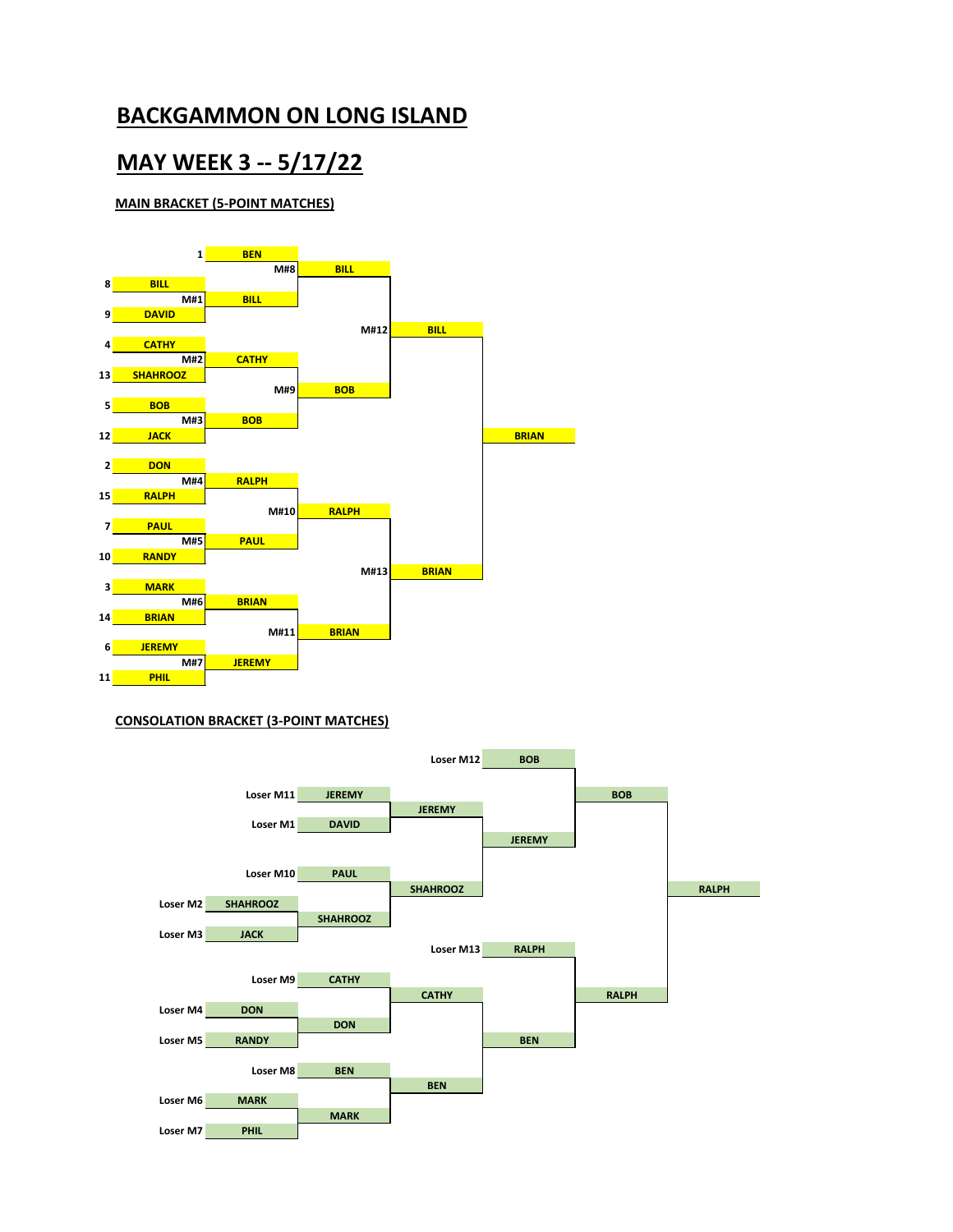# BACKGAMMON ON LONG ISLAND

# MAY WEEK 3 -- 5/17/22

### MAIN BRACKET (5-POINT MATCHES)

**First Round**

| Match | Seed | Player | Seed | Player | Winner |
|---|---|---|---|---|---|
| M#1 | 8 | BILL | 9 | DAVID | BILL |
| M#2 | 4 | CATHY | 13 | SHAHROOZ | CATHY |
| M#3 | 5 | BOB | 12 | JACK | BOB |
| M#4 | 2 | DON | 15 | RALPH | RALPH |
| M#5 | 7 | PAUL | 10 | RANDY | PAUL |
| M#6 | 3 | MARK | 14 | BRIAN | BRIAN |
| M#7 | 6 | JEREMY | 11 | PHIL | JEREMY |

Seed 1: BEN (bye)

**Quarterfinals**

| Match | Player | Player | Winner |
|---|---|---|---|
| M#8 | BEN | BILL | BILL |
| M#9 | CATHY | BOB | BOB |
| M#10 | RALPH | PAUL | RALPH |
| M#11 | BRIAN | JEREMY | BRIAN |

**Semifinals**

| Match | Player | Player | Winner |
|---|---|---|---|
| M#12 | BILL | BOB | BILL |
| M#13 | RALPH | BRIAN | BRIAN |

**Final**

| Player | Player | Winner |
|---|---|---|
| BILL | BRIAN | BRIAN |

### CONSOLATION BRACKET (3-POINT MATCHES)

**First Round**

| Player | Player | Winner |
|---|---|---|
| Loser M11: JEREMY | Loser M1: DAVID | JEREMY |
| Loser M2: SHAHROOZ | Loser M3: JACK | SHAHROOZ |
| Loser M4: DON | Loser M5: RANDY | DON |
| Loser M6: MARK | Loser M7: PHIL | MARK |

**Second Round**

| Player | Player | Winner |
|---|---|---|
| Loser M10: PAUL | SHAHROOZ | SHAHROOZ |
| Loser M9: CATHY | DON | CATHY |
| Loser M8: BEN | MARK | BEN |

**Third Round**

| Player | Player | Winner |
|---|---|---|
| JEREMY | SHAHROOZ | JEREMY |
| CATHY | BEN | BEN |

**Quarterfinals**

| Player | Player | Winner |
|---|---|---|
| Loser M12: BOB | JEREMY | BOB |
| Loser M13: RALPH | BEN | RALPH |

**Final**

| Player | Player | Winner |
|---|---|---|
| BOB | RALPH | RALPH |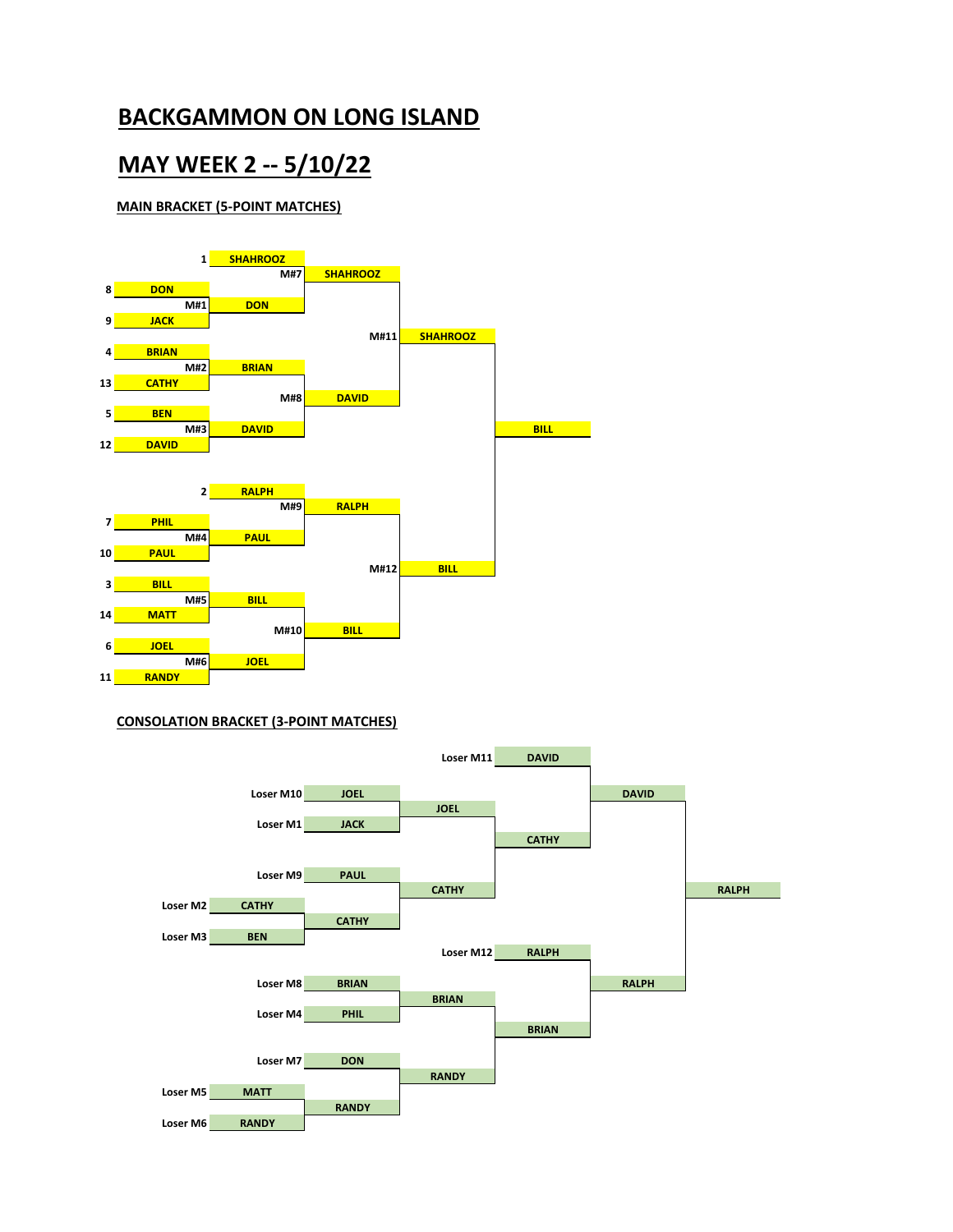# BACKGAMMON ON LONG ISLAND

# MAY WEEK 2 -- 5/10/22

### MAIN BRACKET (5-POINT MATCHES)

| Seed | Player | Match | Winner |
|---|---|---|---|
| 1 | SHAHROOZ | | |
| 8 | DON | M#1 | DON |
| 9 | JACK | | |
| 4 | BRIAN | M#2 | BRIAN |
| 13 | CATHY | | |
| 5 | BEN | M#3 | DAVID |
| 12 | DAVID | | |
| 2 | RALPH | | |
| 7 | PHIL | M#4 | PAUL |
| 10 | PAUL | | |
| 3 | BILL | M#5 | BILL |
| 14 | MATT | | |
| 6 | JOEL | M#6 | JOEL |
| 11 | RANDY | | |

| Match | Players | Winner |
|---|---|---|
| M#7 | SHAHROOZ vs DON | SHAHROOZ |
| M#8 | BRIAN vs DAVID | DAVID |
| M#9 | RALPH vs PAUL | RALPH |
| M#10 | BILL vs JOEL | BILL |
| M#11 | SHAHROOZ vs DAVID | SHAHROOZ |
| M#12 | RALPH vs BILL | BILL |
| Final | SHAHROOZ vs BILL | BILL |

### CONSOLATION BRACKET (3-POINT MATCHES)

| Slot | Player |
|---|---|
| Loser M11 | DAVID |
| Loser M10 | JOEL |
| Loser M1 | JACK |
| Loser M9 | PAUL |
| Loser M2 | CATHY |
| Loser M3 | BEN |
| Loser M12 | RALPH |
| Loser M8 | BRIAN |
| Loser M4 | PHIL |
| Loser M7 | DON |
| Loser M5 | MATT |
| Loser M6 | RANDY |

| Round | Players | Winner |
|---|---|---|
| 1 | CATHY vs BEN | CATHY |
| 1 | MATT vs RANDY | RANDY |
| 2 | JOEL vs JACK | JOEL |
| 2 | PAUL vs CATHY | CATHY |
| 2 | BRIAN vs PHIL | BRIAN |
| 2 | DON vs RANDY | RANDY |
| 3 | JOEL vs CATHY | CATHY |
| 3 | BRIAN vs RANDY | BRIAN |
| 4 | DAVID vs CATHY | DAVID |
| 4 | RALPH vs BRIAN | RALPH |
| Final | DAVID vs RALPH | RALPH |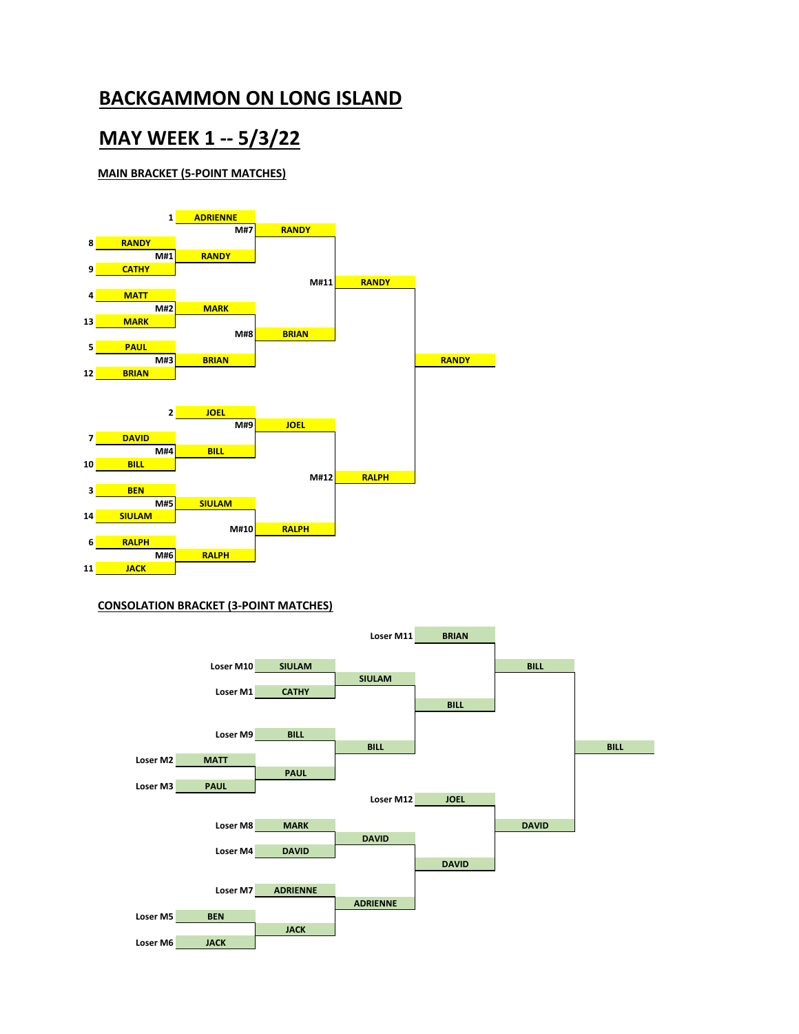# BACKGAMMON ON LONG ISLAND

# MAY WEEK 1 -- 5/3/22

### MAIN BRACKET (5-POINT MATCHES)

1 ADRIENNE
M#7 RANDY
8 RANDY
M#1 RANDY
9 CATHY
M#11 RANDY
4 MATT
M#2 MARK
13 MARK
M#8 BRIAN
5 PAUL
M#3 BRIAN
12 BRIAN
RANDY
2 JOEL
M#9 JOEL
7 DAVID
M#4 BILL
10 BILL
M#12 RALPH
3 BEN
M#5 SIULAM
14 SIULAM
M#10 RALPH
6 RALPH
M#6 RALPH
11 JACK

### CONSOLATION BRACKET (3-POINT MATCHES)

Loser M11 BRIAN
Loser M10 SIULAM
SIULAM
Loser M1 CATHY
BILL
BILL
Loser M9 BILL
BILL
Loser M2 MATT
PAUL
Loser M3 PAUL
BILL
Loser M12 JOEL
Loser M8 MARK
DAVID
Loser M4 DAVID
DAVID
DAVID
Loser M7 ADRIENNE
ADRIENNE
Loser M5 BEN
JACK
Loser M6 JACK